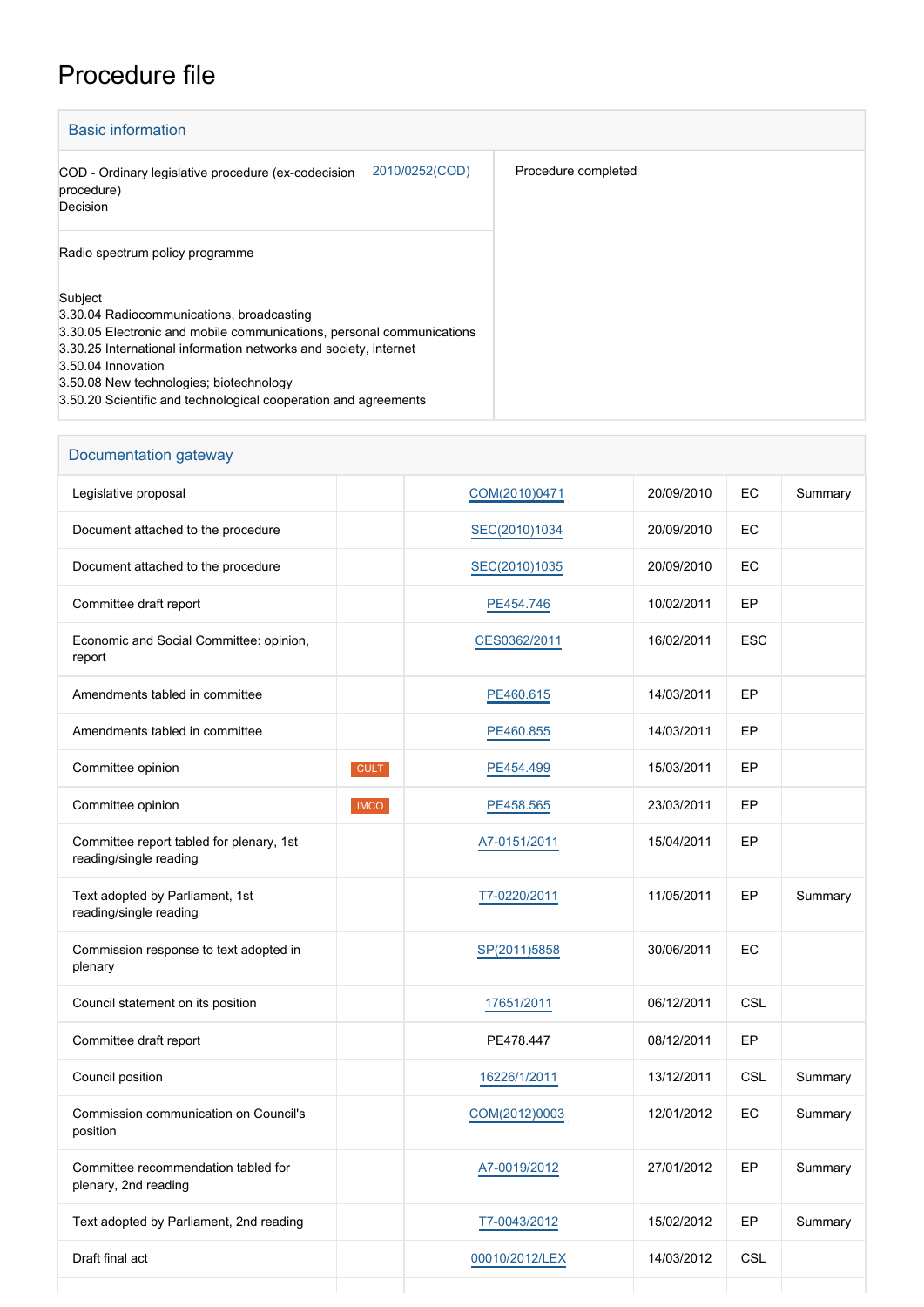# Procedure file

## Basic information

| | |
|---|---|
| COD - Ordinary legislative procedure (ex-codecision procedure)<br>Decision 2010/0252(COD) | Procedure completed |
| Radio spectrum policy programme | |
| Subject<br>3.30.04 Radiocommunications, broadcasting<br>3.30.05 Electronic and mobile communications, personal communications<br>3.30.25 International information networks and society, internet<br>3.50.04 Innovation<br>3.50.08 New technologies; biotechnology<br>3.50.20 Scientific and technological cooperation and agreements | |

## Documentation gateway

| | | | | | |
|---|---|---|---|---|---|
| Legislative proposal | | COM(2010)0471 | 20/09/2010 | EC | Summary |
| Document attached to the procedure | | SEC(2010)1034 | 20/09/2010 | EC | |
| Document attached to the procedure | | SEC(2010)1035 | 20/09/2010 | EC | |
| Committee draft report | | PE454.746 | 10/02/2011 | EP | |
| Economic and Social Committee: opinion, report | | CES0362/2011 | 16/02/2011 | ESC | |
| Amendments tabled in committee | | PE460.615 | 14/03/2011 | EP | |
| Amendments tabled in committee | | PE460.855 | 14/03/2011 | EP | |
| Committee opinion | CULT | PE454.499 | 15/03/2011 | EP | |
| Committee opinion | IMCO | PE458.565 | 23/03/2011 | EP | |
| Committee report tabled for plenary, 1st reading/single reading | | A7-0151/2011 | 15/04/2011 | EP | |
| Text adopted by Parliament, 1st reading/single reading | | T7-0220/2011 | 11/05/2011 | EP | Summary |
| Commission response to text adopted in plenary | | SP(2011)5858 | 30/06/2011 | EC | |
| Council statement on its position | | 17651/2011 | 06/12/2011 | CSL | |
| Committee draft report | | PE478.447 | 08/12/2011 | EP | |
| Council position | | 16226/1/2011 | 13/12/2011 | CSL | Summary |
| Commission communication on Council's position | | COM(2012)0003 | 12/01/2012 | EC | Summary |
| Committee recommendation tabled for plenary, 2nd reading | | A7-0019/2012 | 27/01/2012 | EP | Summary |
| Text adopted by Parliament, 2nd reading | | T7-0043/2012 | 15/02/2012 | EP | Summary |
| Draft final act | | 00010/2012/LEX | 14/03/2012 | CSL | |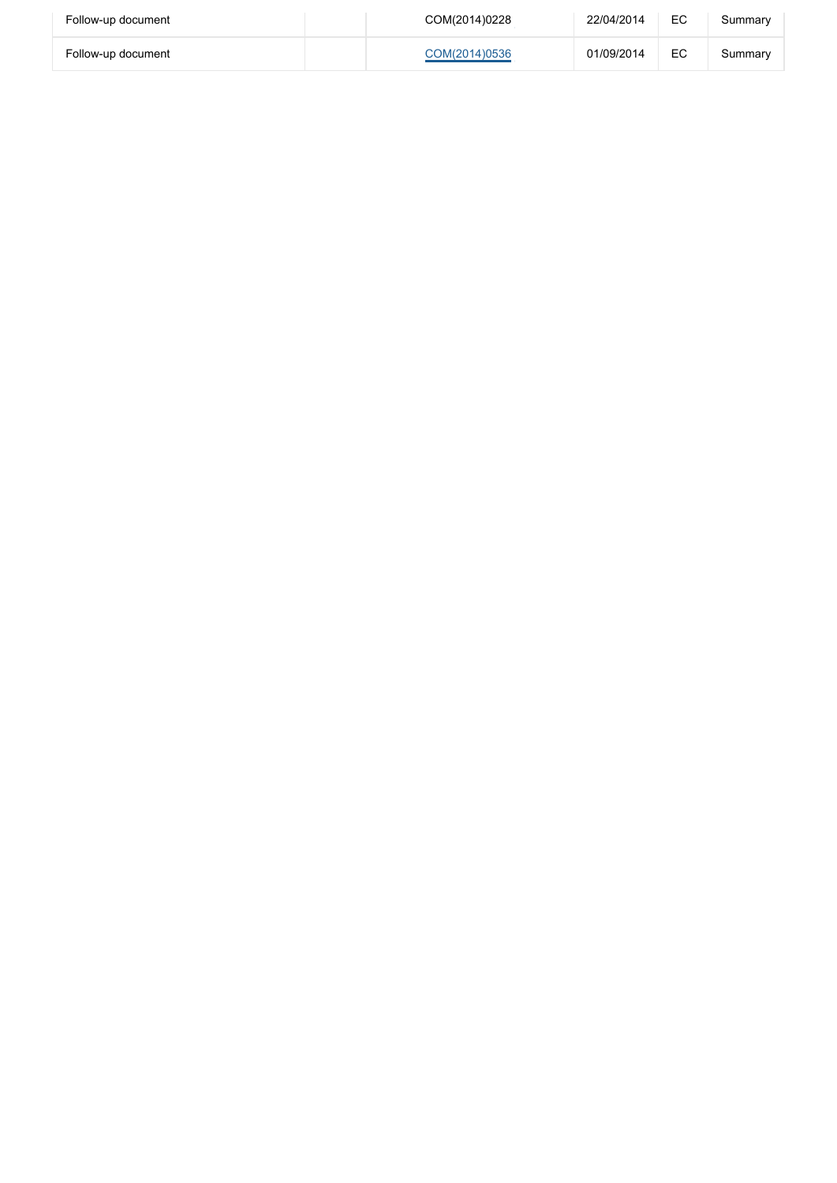| | | | | | |
|---|---|---|---|---|---|
| Follow-up document | | COM(2014)0228 | 22/04/2014 | EC | Summary |
| Follow-up document | | COM(2014)0536 | 01/09/2014 | EC | Summary |